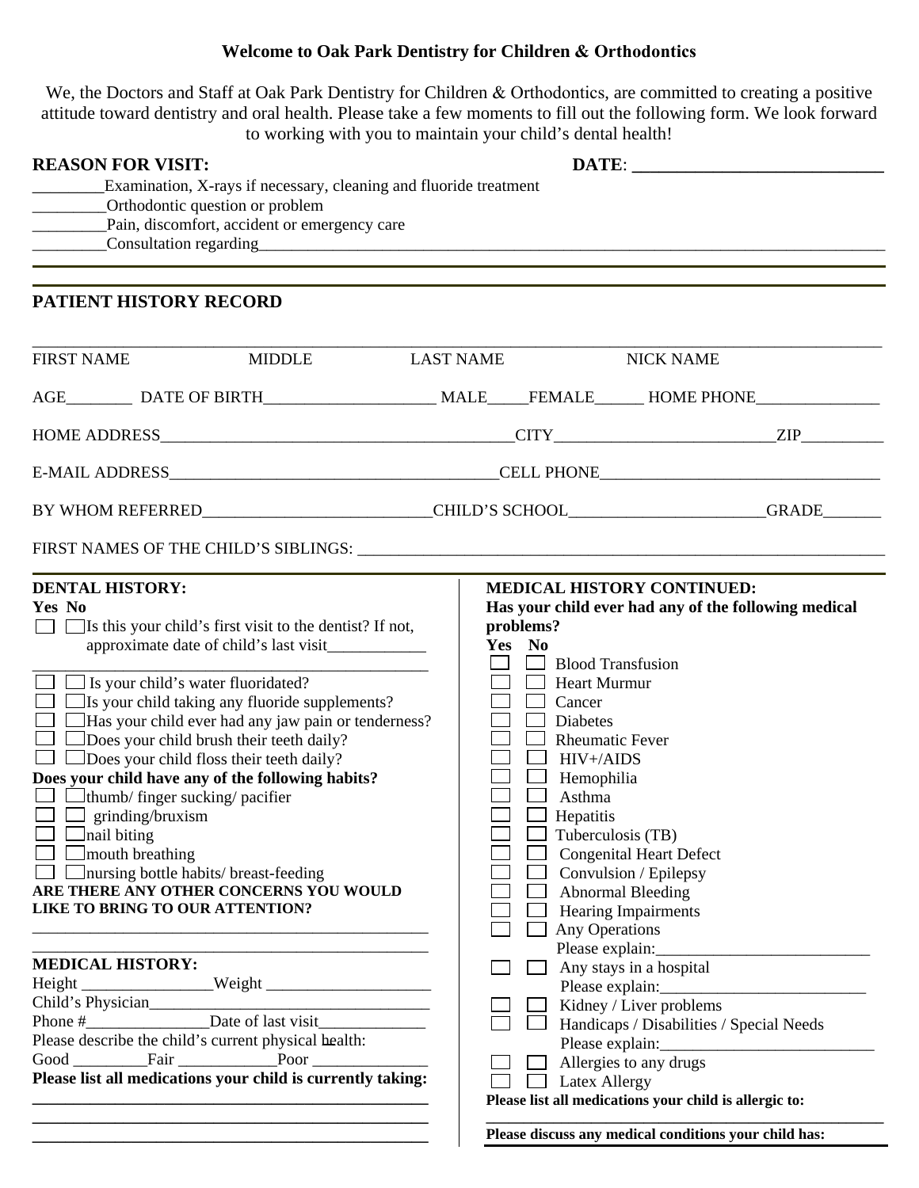## Welcome to Oak Park Dentistry for Children & Orthodontics

We, the Doctors and Staff at Oak Park Dentistry for Children & Orthodontics, are committed to creating a positive attitude toward dentistry and oral health. Please take a few moments to fill out the following form. We look forward to working with you to maintain your child's dental health!

**REASON FOR VISIT:** **DATE**: ____________________________

_________Examination, X-rays if necessary, cleaning and fluoride treatment
_________Orthodontic question or problem
_________Pain, discomfort, accident or emergency care
_________Consultation regarding_______________________________________________________________

## PATIENT HISTORY RECORD

_____________________________________________________________________________________

FIRST NAME MIDDLE LAST NAME NICK NAME

AGE________ DATE OF BIRTH____________________ MALE_____FEMALE______ HOME PHONE_______________

HOME ADDRESS__________________________________________CITY__________________________ZIP__________

E-MAIL ADDRESS________________________________________CELL PHONE_________________________________

BY WHOM REFERRED___________________________CHILD'S SCHOOL_______________________GRADE_______

FIRST NAMES OF THE CHILD'S SIBLINGS: ___________________________________________________________

**DENTAL HISTORY:**

**Yes No**

☐ ☐ Is this your child's first visit to the dentist? If not, approximate date of child's last visit____________

__________________________________________________

☐ ☐ Is your child's water fluoridated?
☐ ☐ Is your child taking any fluoride supplements?
☐ ☐ Has your child ever had any jaw pain or tenderness?
☐ ☐ Does your child brush their teeth daily?
☐ ☐ Does your child floss their teeth daily?

**Does your child have any of the following habits?**

☐ ☐ thumb/ finger sucking/ pacifier
☐ ☐ grinding/bruxism
☐ ☐ nail biting
☐ ☐ mouth breathing
☐ ☐ nursing bottle habits/ breast-feeding

**ARE THERE ANY OTHER CONCERNS YOU WOULD LIKE TO BRING TO OUR ATTENTION?**

__________________________________________________
__________________________________________________

**MEDICAL HISTORY:**

Height ________________Weight ____________________
Child's Physician___________________________________
Phone #_______________Date of last visit_____________
Please describe the child's current physical health:
Good _________Fair ____________Poor ______________

**Please list all medications your child is currently taking:**

__________________________________________________
__________________________________________________
__________________________________________________

**MEDICAL HISTORY CONTINUED:**

**Has your child ever had any of the following medical problems?**

**Yes No**

☐ ☐ Blood Transfusion
☐ ☐ Heart Murmur
☐ ☐ Cancer
☐ ☐ Diabetes
☐ ☐ Rheumatic Fever
☐ ☐ HIV+/AIDS
☐ ☐ Hemophilia
☐ ☐ Asthma
☐ ☐ Hepatitis
☐ ☐ Tuberculosis (TB)
☐ ☐ Congenital Heart Defect
☐ ☐ Convulsion / Epilepsy
☐ ☐ Abnormal Bleeding
☐ ☐ Hearing Impairments
☐ ☐ Any Operations
Please explain:__________________________
☐ ☐ Any stays in a hospital
Please explain:__________________________
☐ ☐ Kidney / Liver problems
☐ ☐ Handicaps / Disabilities / Special Needs
Please explain:__________________________
☐ ☐ Allergies to any drugs
☐ ☐ Latex Allergy

**Please list all medications your child is allergic to:**

__________________________________________________

**Please discuss any medical conditions your child has:**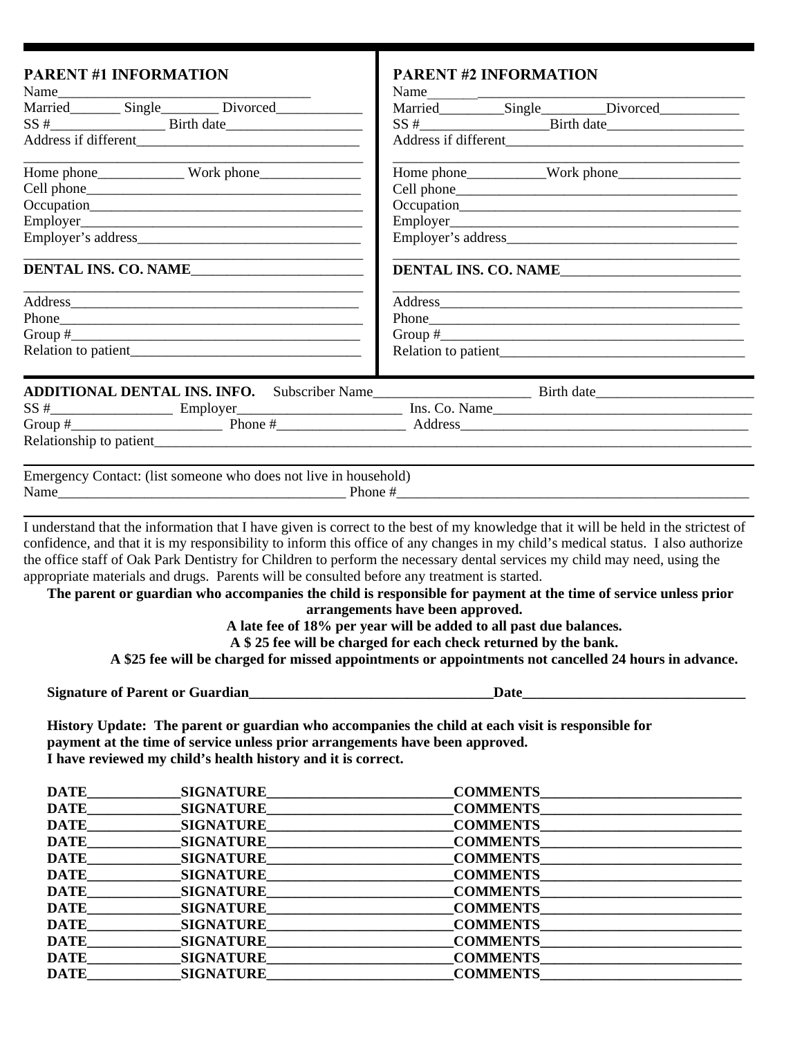## PARENT #1 INFORMATION

Name___________________________________

Married_______ Single________ Divorced____________

SS #________________ Birth date___________________

Address if different_______________________________

_______________________________________________

Home phone____________ Work phone______________

Cell phone______________________________________

Occupation______________________________________

Employer_______________________________________

Employer's address_______________________________

_______________________________________________

**DENTAL INS. CO. NAME**________________________

_______________________________________________

Address_________________________________________

Phone__________________________________________

Group #_________________________________________

Relation to patient________________________________

## PARENT #2 INFORMATION

Name______________________________________________

Married_________Single_________Divorced___________

SS #__________________Birth date___________________

Address if different_________________________________

_______________________________________________

Home phone___________Work phone_________________

Cell phone_______________________________________

Occupation_______________________________________

Employer________________________________________

Employer's address________________________________

_______________________________________________

**DENTAL INS. CO. NAME**_________________________

_______________________________________________

Address_________________________________________

Phone__________________________________________

Group #_________________________________________

Relation to patient_________________________________

**ADDITIONAL DENTAL INS. INFO.** Subscriber Name______________________ Birth date_______________________

SS #_________________ Employer_______________________ Ins. Co. Name____________________________________

Group #_____________________ Phone #__________________ Address_________________________________________

Relationship to patient______________________________________________________________________________

Emergency Contact: (list someone who does not live in household)

Name__________________________________________ Phone #____________________________________________________

I understand that the information that I have given is correct to the best of my knowledge that it will be held in the strictest of confidence, and that it is my responsibility to inform this office of any changes in my child's medical status. I also authorize the office staff of Oak Park Dentistry for Children to perform the necessary dental services my child may need, using the appropriate materials and drugs. Parents will be consulted before any treatment is started.

**The parent or guardian who accompanies the child is responsible for payment at the time of service unless prior arrangements have been approved.**

**A late fee of 18% per year will be added to all past due balances.**

**A $ 25 fee will be charged for each check returned by the bank.**

**A $25 fee will be charged for missed appointments or appointments not cancelled 24 hours in advance.**

**Signature of Parent or Guardian**___________________________________**Date**________________________________

**History Update: The parent or guardian who accompanies the child at each visit is responsible for payment at the time of service unless prior arrangements have been approved.**
**I have reviewed my child's health history and it is correct.**

**DATE**_____________**SIGNATURE**__________________________**COMMENTS**____________________________

**DATE**_____________**SIGNATURE**__________________________**COMMENTS**____________________________

**DATE**_____________**SIGNATURE**__________________________**COMMENTS**____________________________

**DATE**_____________**SIGNATURE**__________________________**COMMENTS**____________________________

**DATE**_____________**SIGNATURE**__________________________**COMMENTS**____________________________

**DATE**_____________**SIGNATURE**__________________________**COMMENTS**____________________________

**DATE**_____________**SIGNATURE**__________________________**COMMENTS**____________________________

**DATE**_____________**SIGNATURE**__________________________**COMMENTS**____________________________

**DATE**_____________**SIGNATURE**__________________________**COMMENTS**____________________________

**DATE**_____________**SIGNATURE**__________________________**COMMENTS**____________________________

**DATE**_____________**SIGNATURE**__________________________**COMMENTS**____________________________

**DATE**_____________**SIGNATURE**__________________________**COMMENTS**____________________________